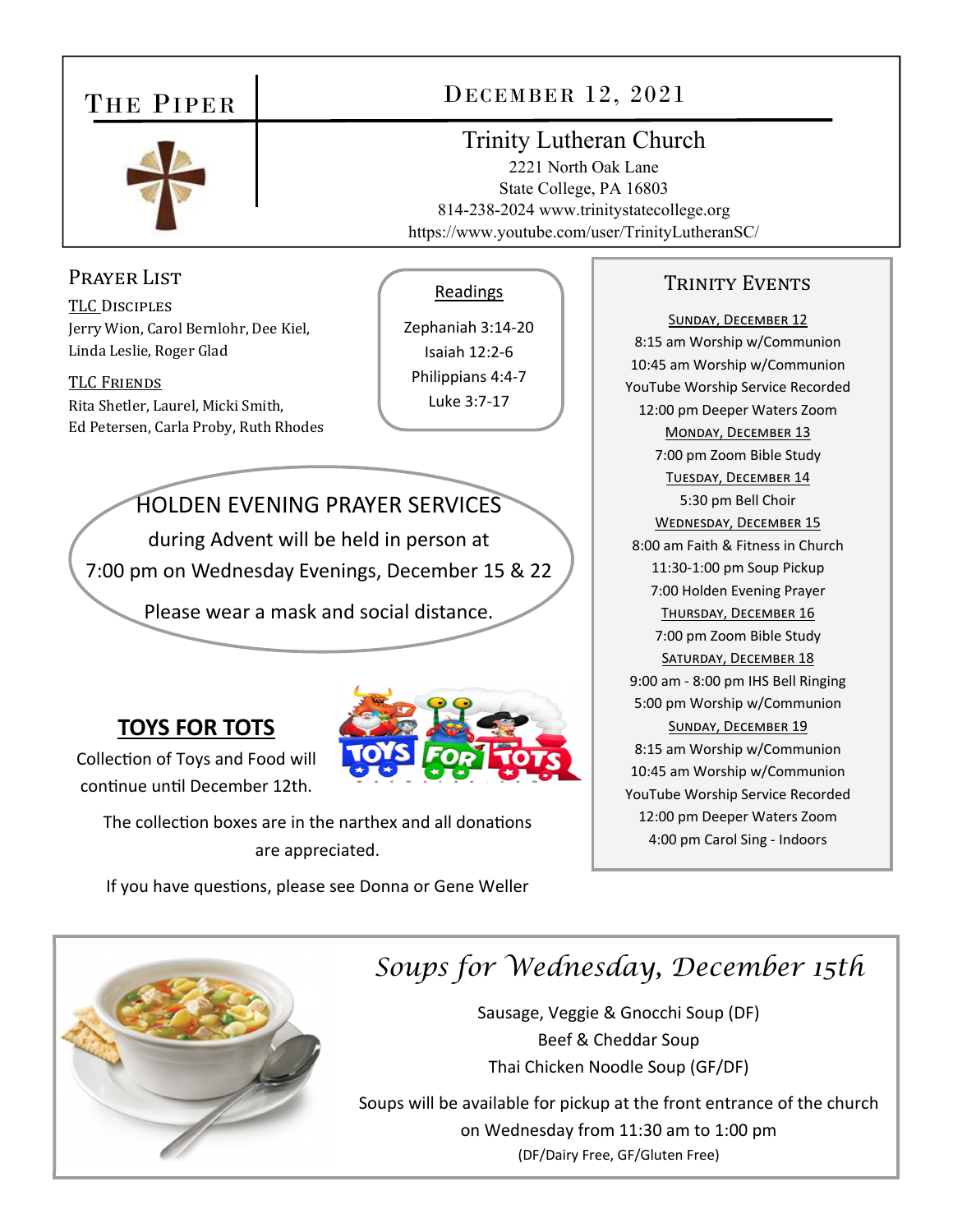# The Piper

## December 12, 2021

### Trinity Lutheran Church

2221 North Oak Lane
State College, PA 16803
814-238-2024 www.trinitystatecollege.org
https://www.youtube.com/user/TrinityLutheranSC/

## Prayer List

**TLC Disciples**
Jerry Wion, Carol Bernlohr, Dee Kiel, Linda Leslie, Roger Glad

**TLC Friends**
Rita Shetler, Laurel, Micki Smith, Ed Petersen, Carla Proby, Ruth Rhodes

## Readings

Zephaniah 3:14-20
Isaiah 12:2-6
Philippians 4:4-7
Luke 3:7-17

## HOLDEN EVENING PRAYER SERVICES

during Advent will be held in person at
7:00 pm on Wednesday Evenings, December 15 & 22

Please wear a mask and social distance.

## TOYS FOR TOTS

Collection of Toys and Food will continue until December 12th.

The collection boxes are in the narthex and all donations are appreciated.

If you have questions, please see Donna or Gene Weller

## Trinity Events

**Sunday, December 12**
8:15 am Worship w/Communion
10:45 am Worship w/Communion
YouTube Worship Service Recorded
12:00 pm Deeper Waters Zoom

**Monday, December 13**
7:00 pm Zoom Bible Study

**Tuesday, December 14**
5:30 pm Bell Choir

**Wednesday, December 15**
8:00 am Faith & Fitness in Church
11:30-1:00 pm Soup Pickup
7:00 Holden Evening Prayer

**Thursday, December 16**
7:00 pm Zoom Bible Study

**Saturday, December 18**
9:00 am - 8:00 pm IHS Bell Ringing
5:00 pm Worship w/Communion

**Sunday, December 19**
8:15 am Worship w/Communion
10:45 am Worship w/Communion
YouTube Worship Service Recorded
12:00 pm Deeper Waters Zoom
4:00 pm Carol Sing - Indoors

## *Soups for Wednesday, December 15th*

Sausage, Veggie & Gnocchi Soup (DF)
Beef & Cheddar Soup
Thai Chicken Noodle Soup (GF/DF)

Soups will be available for pickup at the front entrance of the church on Wednesday from 11:30 am to 1:00 pm

(DF/Dairy Free, GF/Gluten Free)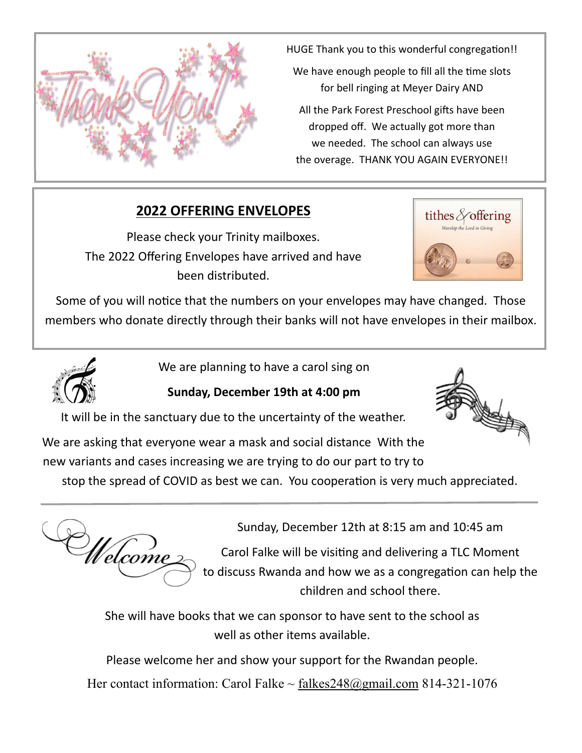HUGE Thank you to this wonderful congregation!!

We have enough people to fill all the time slots for bell ringing at Meyer Dairy AND

All the Park Forest Preschool gifts have been dropped off. We actually got more than we needed. The school can always use the overage. THANK YOU AGAIN EVERYONE!!

## 2022 OFFERING ENVELOPES

Please check your Trinity mailboxes. The 2022 Offering Envelopes have arrived and have been distributed.

Some of you will notice that the numbers on your envelopes may have changed. Those members who donate directly through their banks will not have envelopes in their mailbox.

We are planning to have a carol sing on

**Sunday, December 19th at 4:00 pm**

It will be in the sanctuary due to the uncertainty of the weather.

We are asking that everyone wear a mask and social distance With the new variants and cases increasing we are trying to do our part to try to stop the spread of COVID as best we can. You cooperation is very much appreciated.

---

Sunday, December 12th at 8:15 am and 10:45 am

Carol Falke will be visiting and delivering a TLC Moment to discuss Rwanda and how we as a congregation can help the children and school there.

She will have books that we can sponsor to have sent to the school as well as other items available.

Please welcome her and show your support for the Rwandan people.

Her contact information: Carol Falke ~ falkes248@gmail.com 814-321-1076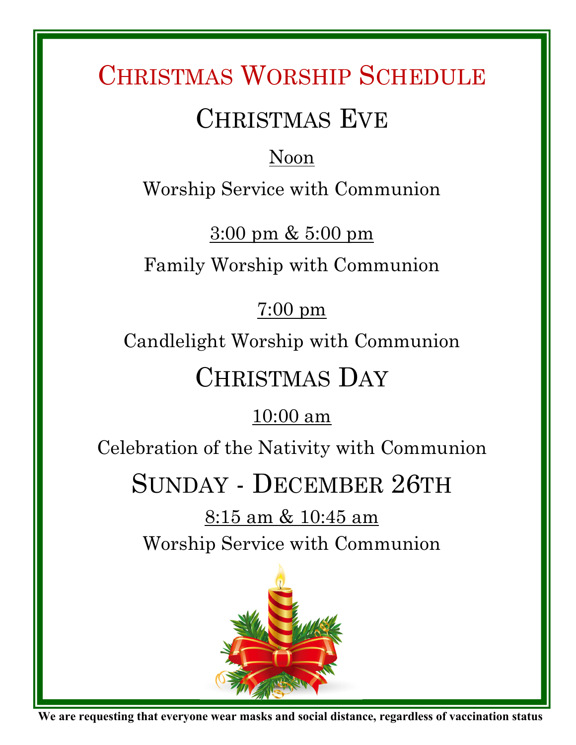# Christmas Worship Schedule

## Christmas Eve

Noon

Worship Service with Communion

3:00 pm & 5:00 pm

Family Worship with Communion

7:00 pm

Candlelight Worship with Communion

## Christmas Day

10:00 am

Celebration of the Nativity with Communion

## Sunday - December 26th

8:15 am & 10:45 am

Worship Service with Communion

**We are requesting that everyone wear masks and social distance, regardless of vaccination status**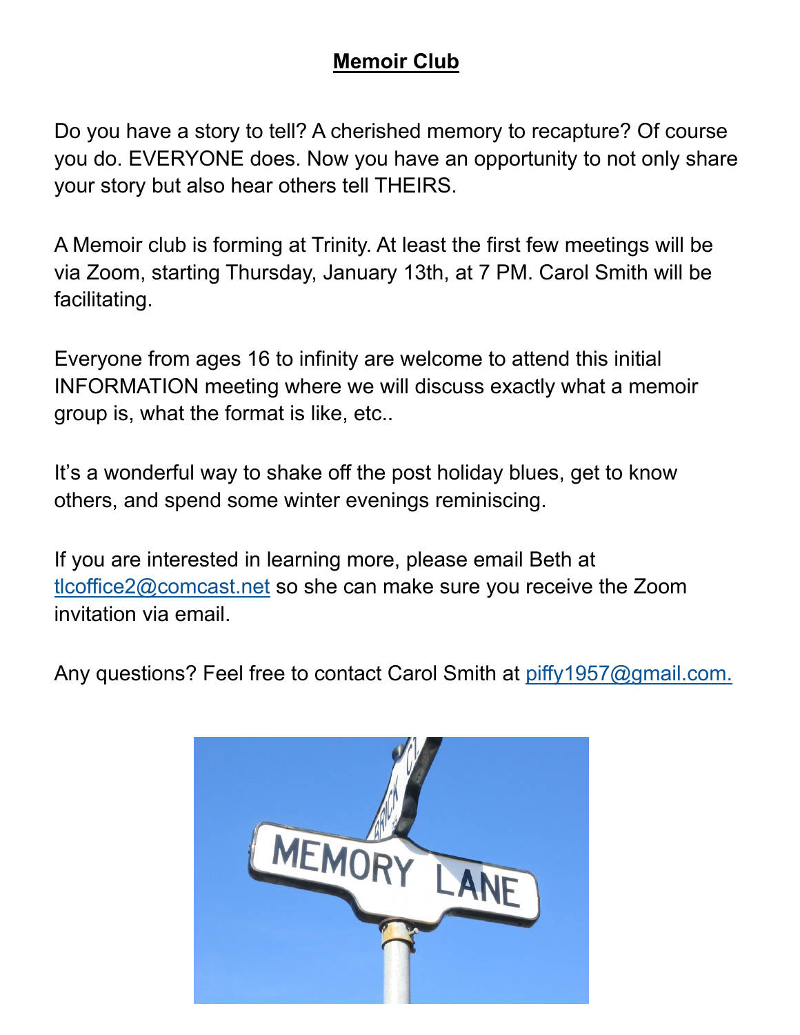# **Memoir Club**

Do you have a story to tell? A cherished memory to recapture? Of course you do. EVERYONE does. Now you have an opportunity to not only share your story but also hear others tell THEIRS.

A Memoir club is forming at Trinity. At least the first few meetings will be via Zoom, starting Thursday, January 13th, at 7 PM. Carol Smith will be facilitating.

Everyone from ages 16 to infinity are welcome to attend this initial INFORMATION meeting where we will discuss exactly what a memoir group is, what the format is like, etc..

It's a wonderful way to shake off the post holiday blues, get to know others, and spend some winter evenings reminiscing.

If you are interested in learning more, please email Beth at tlcoffice2@comcast.net so she can make sure you receive the Zoom invitation via email.

Any questions? Feel free to contact Carol Smith at piffy1957@gmail.com.